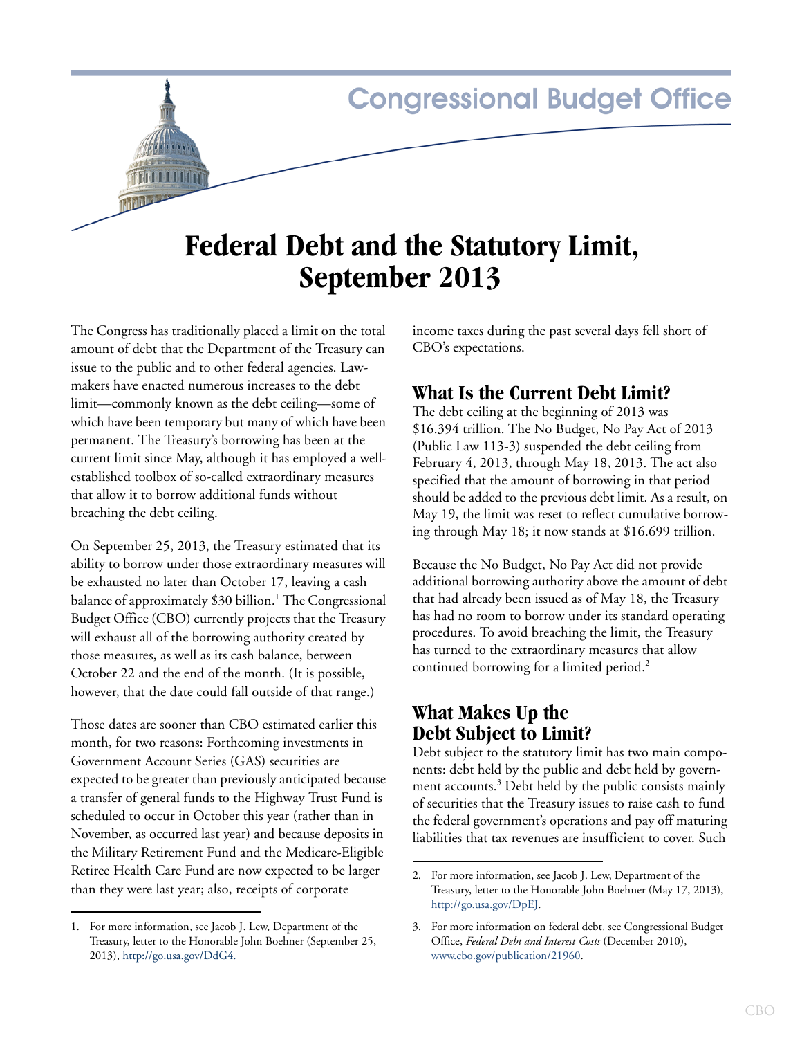Congressional Budget Office

# Federal Debt and the Statutory Limit, September 2013

The Congress has traditionally placed a limit on the total amount of debt that the Department of the Treasury can issue to the public and to other federal agencies. Lawmakers have enacted numerous increases to the debt limit—commonly known as the debt ceiling—some of which have been temporary but many of which have been permanent. The Treasury's borrowing has been at the current limit since May, although it has employed a well-established toolbox of so-called extraordinary measures that allow it to borrow additional funds without breaching the debt ceiling.

On September 25, 2013, the Treasury estimated that its ability to borrow under those extraordinary measures will be exhausted no later than October 17, leaving a cash balance of approximately $30 billion.[1] The Congressional Budget Office (CBO) currently projects that the Treasury will exhaust all of the borrowing authority created by those measures, as well as its cash balance, between October 22 and the end of the month. (It is possible, however, that the date could fall outside of that range.)

Those dates are sooner than CBO estimated earlier this month, for two reasons: Forthcoming investments in Government Account Series (GAS) securities are expected to be greater than previously anticipated because a transfer of general funds to the Highway Trust Fund is scheduled to occur in October this year (rather than in November, as occurred last year) and because deposits in the Military Retirement Fund and the Medicare-Eligible Retiree Health Care Fund are now expected to be larger than they were last year; also, receipts of corporate income taxes during the past several days fell short of CBO's expectations.

## What Is the Current Debt Limit?

The debt ceiling at the beginning of 2013 was $16.394 trillion. The No Budget, No Pay Act of 2013 (Public Law 113-3) suspended the debt ceiling from February 4, 2013, through May 18, 2013. The act also specified that the amount of borrowing in that period should be added to the previous debt limit. As a result, on May 19, the limit was reset to reflect cumulative borrowing through May 18; it now stands at $16.699 trillion.

Because the No Budget, No Pay Act did not provide additional borrowing authority above the amount of debt that had already been issued as of May 18, the Treasury has had no room to borrow under its standard operating procedures. To avoid breaching the limit, the Treasury has turned to the extraordinary measures that allow continued borrowing for a limited period.[2]

## What Makes Up the Debt Subject to Limit?

Debt subject to the statutory limit has two main components: debt held by the public and debt held by government accounts.[3] Debt held by the public consists mainly of securities that the Treasury issues to raise cash to fund the federal government's operations and pay off maturing liabilities that tax revenues are insufficient to cover. Such

---

1. For more information, see Jacob J. Lew, Department of the Treasury, letter to the Honorable John Boehner (September 25, 2013), http://go.usa.gov/DdG4.

2. For more information, see Jacob J. Lew, Department of the Treasury, letter to the Honorable John Boehner (May 17, 2013), http://go.usa.gov/DpEJ.

3. For more information on federal debt, see Congressional Budget Office, *Federal Debt and Interest Costs* (December 2010), www.cbo.gov/publication/21960.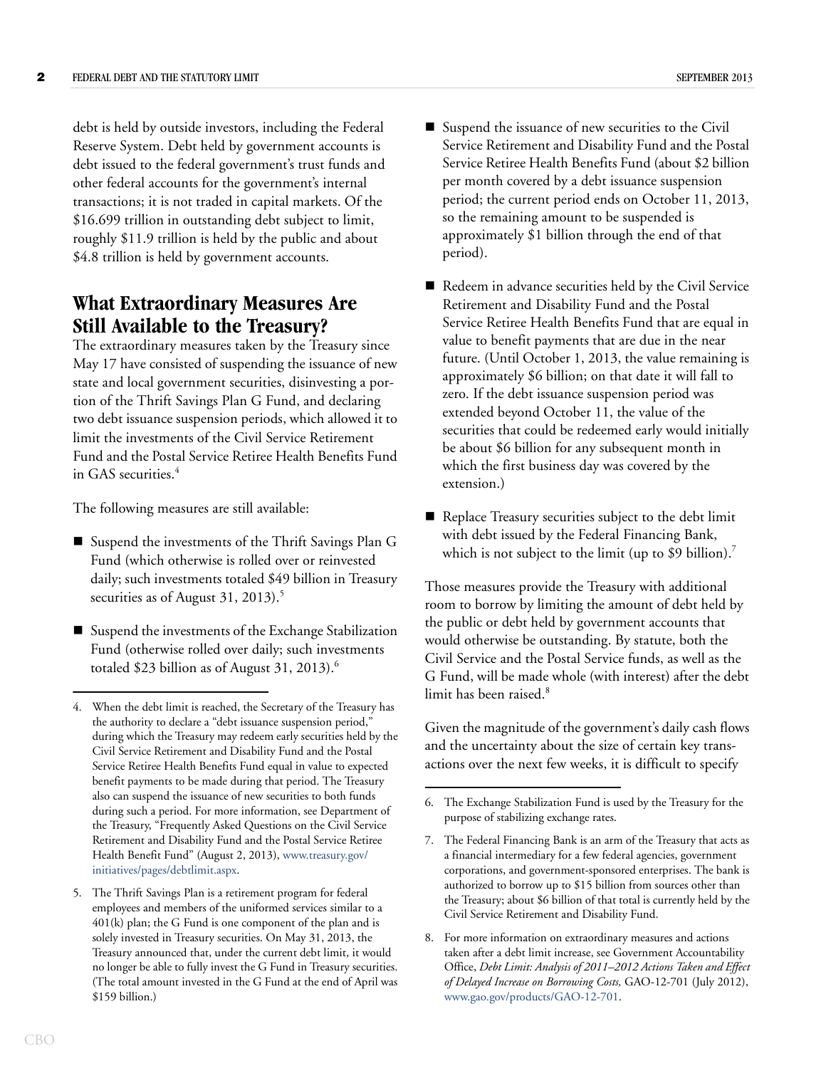debt is held by outside investors, including the Federal Reserve System. Debt held by government accounts is debt issued to the federal government's trust funds and other federal accounts for the government's internal transactions; it is not traded in capital markets. Of the $16.699 trillion in outstanding debt subject to limit, roughly $11.9 trillion is held by the public and about $4.8 trillion is held by government accounts.

## What Extraordinary Measures Are Still Available to the Treasury?

The extraordinary measures taken by the Treasury since May 17 have consisted of suspending the issuance of new state and local government securities, disinvesting a portion of the Thrift Savings Plan G Fund, and declaring two debt issuance suspension periods, which allowed it to limit the investments of the Civil Service Retirement Fund and the Postal Service Retiree Health Benefits Fund in GAS securities.[4]

The following measures are still available:

- Suspend the investments of the Thrift Savings Plan G Fund (which otherwise is rolled over or reinvested daily; such investments totaled $49 billion in Treasury securities as of August 31, 2013).[5]
- Suspend the investments of the Exchange Stabilization Fund (otherwise rolled over daily; such investments totaled $23 billion as of August 31, 2013).[6]
- Suspend the issuance of new securities to the Civil Service Retirement and Disability Fund and the Postal Service Retiree Health Benefits Fund (about $2 billion per month covered by a debt issuance suspension period; the current period ends on October 11, 2013, so the remaining amount to be suspended is approximately $1 billion through the end of that period).
- Redeem in advance securities held by the Civil Service Retirement and Disability Fund and the Postal Service Retiree Health Benefits Fund that are equal in value to benefit payments that are due in the near future. (Until October 1, 2013, the value remaining is approximately $6 billion; on that date it will fall to zero. If the debt issuance suspension period was extended beyond October 11, the value of the securities that could be redeemed early would initially be about $6 billion for any subsequent month in which the first business day was covered by the extension.)
- Replace Treasury securities subject to the debt limit with debt issued by the Federal Financing Bank, which is not subject to the limit (up to $9 billion).[7]

Those measures provide the Treasury with additional room to borrow by limiting the amount of debt held by the public or debt held by government accounts that would otherwise be outstanding. By statute, both the Civil Service and the Postal Service funds, as well as the G Fund, will be made whole (with interest) after the debt limit has been raised.[8]

Given the magnitude of the government's daily cash flows and the uncertainty about the size of certain key transactions over the next few weeks, it is difficult to specify

---

4. When the debt limit is reached, the Secretary of the Treasury has the authority to declare a "debt issuance suspension period," during which the Treasury may redeem early securities held by the Civil Service Retirement and Disability Fund and the Postal Service Retiree Health Benefits Fund equal in value to expected benefit payments to be made during that period. The Treasury also can suspend the issuance of new securities to both funds during such a period. For more information, see Department of the Treasury, "Frequently Asked Questions on the Civil Service Retirement and Disability Fund and the Postal Service Retiree Health Benefit Fund" (August 2, 2013), www.treasury.gov/initiatives/pages/debtlimit.aspx.

5. The Thrift Savings Plan is a retirement program for federal employees and members of the uniformed services similar to a 401(k) plan; the G Fund is one component of the plan and is solely invested in Treasury securities. On May 31, 2013, the Treasury announced that, under the current debt limit, it would no longer be able to fully invest the G Fund in Treasury securities. (The total amount invested in the G Fund at the end of April was $159 billion.)

6. The Exchange Stabilization Fund is used by the Treasury for the purpose of stabilizing exchange rates.

7. The Federal Financing Bank is an arm of the Treasury that acts as a financial intermediary for a few federal agencies, government corporations, and government-sponsored enterprises. The bank is authorized to borrow up to $15 billion from sources other than the Treasury; about $6 billion of that total is currently held by the Civil Service Retirement and Disability Fund.

8. For more information on extraordinary measures and actions taken after a debt limit increase, see Government Accountability Office, *Debt Limit: Analysis of 2011–2012 Actions Taken and Effect of Delayed Increase on Borrowing Costs,* GAO-12-701 (July 2012), www.gao.gov/products/GAO-12-701.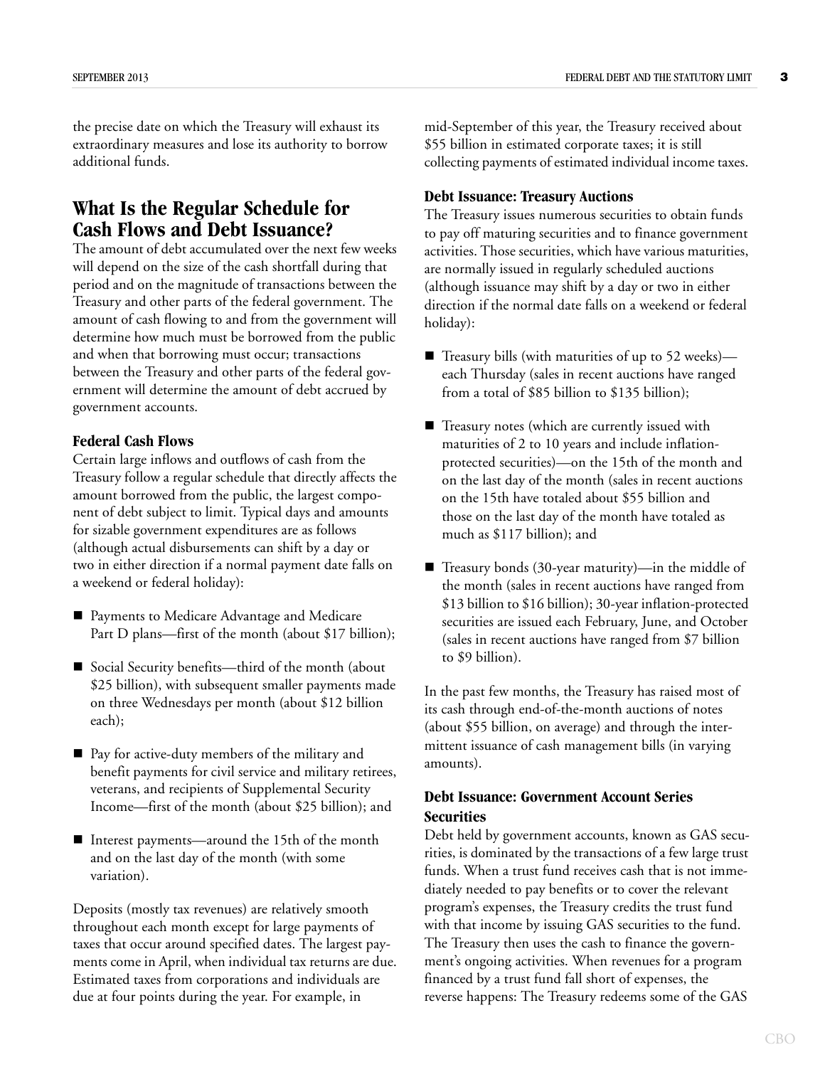the precise date on which the Treasury will exhaust its extraordinary measures and lose its authority to borrow additional funds.

## What Is the Regular Schedule for Cash Flows and Debt Issuance?

The amount of debt accumulated over the next few weeks will depend on the size of the cash shortfall during that period and on the magnitude of transactions between the Treasury and other parts of the federal government. The amount of cash flowing to and from the government will determine how much must be borrowed from the public and when that borrowing must occur; transactions between the Treasury and other parts of the federal government will determine the amount of debt accrued by government accounts.

### Federal Cash Flows

Certain large inflows and outflows of cash from the Treasury follow a regular schedule that directly affects the amount borrowed from the public, the largest component of debt subject to limit. Typical days and amounts for sizable government expenditures are as follows (although actual disbursements can shift by a day or two in either direction if a normal payment date falls on a weekend or federal holiday):

- Payments to Medicare Advantage and Medicare Part D plans—first of the month (about $17 billion);
- Social Security benefits—third of the month (about $25 billion), with subsequent smaller payments made on three Wednesdays per month (about $12 billion each);
- Pay for active-duty members of the military and benefit payments for civil service and military retirees, veterans, and recipients of Supplemental Security Income—first of the month (about $25 billion); and
- Interest payments—around the 15th of the month and on the last day of the month (with some variation).

Deposits (mostly tax revenues) are relatively smooth throughout each month except for large payments of taxes that occur around specified dates. The largest payments come in April, when individual tax returns are due. Estimated taxes from corporations and individuals are due at four points during the year. For example, in mid-September of this year, the Treasury received about $55 billion in estimated corporate taxes; it is still collecting payments of estimated individual income taxes.

### Debt Issuance: Treasury Auctions

The Treasury issues numerous securities to obtain funds to pay off maturing securities and to finance government activities. Those securities, which have various maturities, are normally issued in regularly scheduled auctions (although issuance may shift by a day or two in either direction if the normal date falls on a weekend or federal holiday):

- Treasury bills (with maturities of up to 52 weeks)—each Thursday (sales in recent auctions have ranged from a total of $85 billion to $135 billion);
- Treasury notes (which are currently issued with maturities of 2 to 10 years and include inflation-protected securities)—on the 15th of the month and on the last day of the month (sales in recent auctions on the 15th have totaled about $55 billion and those on the last day of the month have totaled as much as $117 billion); and
- Treasury bonds (30-year maturity)—in the middle of the month (sales in recent auctions have ranged from $13 billion to $16 billion); 30-year inflation-protected securities are issued each February, June, and October (sales in recent auctions have ranged from $7 billion to $9 billion).

In the past few months, the Treasury has raised most of its cash through end-of-the-month auctions of notes (about $55 billion, on average) and through the intermittent issuance of cash management bills (in varying amounts).

### Debt Issuance: Government Account Series Securities

Debt held by government accounts, known as GAS securities, is dominated by the transactions of a few large trust funds. When a trust fund receives cash that is not immediately needed to pay benefits or to cover the relevant program's expenses, the Treasury credits the trust fund with that income by issuing GAS securities to the fund. The Treasury then uses the cash to finance the government's ongoing activities. When revenues for a program financed by a trust fund fall short of expenses, the reverse happens: The Treasury redeems some of the GAS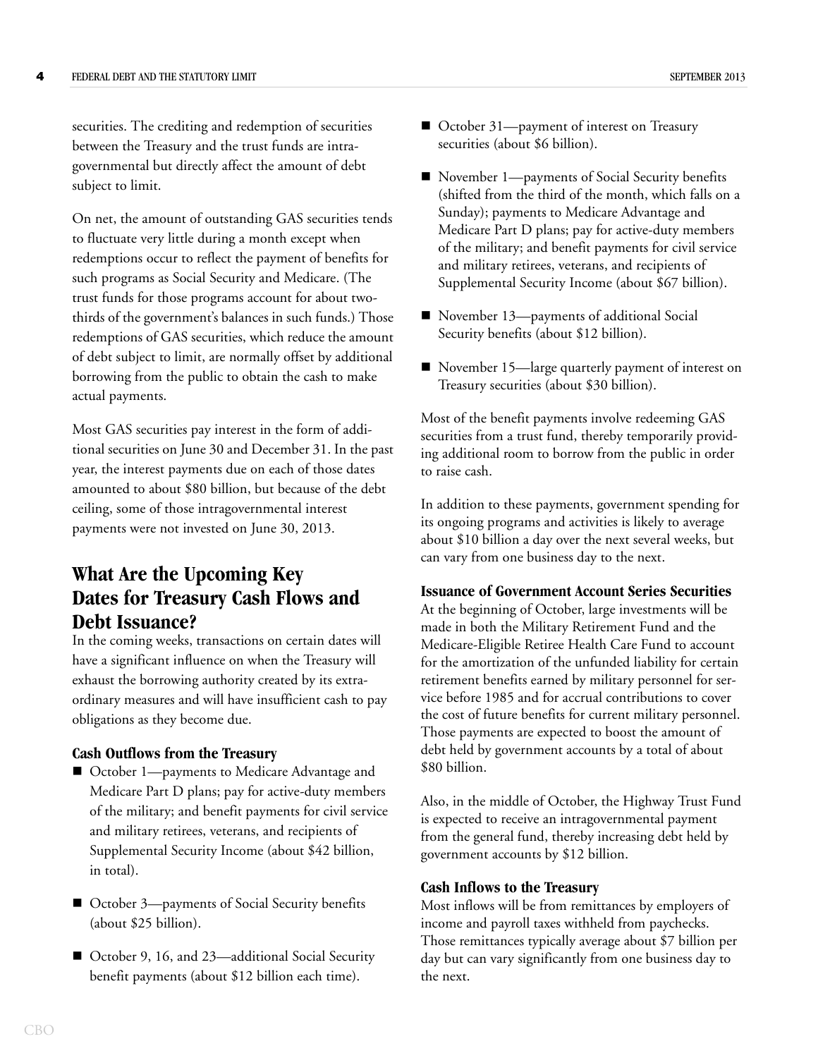securities. The crediting and redemption of securities between the Treasury and the trust funds are intragovernmental but directly affect the amount of debt subject to limit.

On net, the amount of outstanding GAS securities tends to fluctuate very little during a month except when redemptions occur to reflect the payment of benefits for such programs as Social Security and Medicare. (The trust funds for those programs account for about two-thirds of the government's balances in such funds.) Those redemptions of GAS securities, which reduce the amount of debt subject to limit, are normally offset by additional borrowing from the public to obtain the cash to make actual payments.

Most GAS securities pay interest in the form of additional securities on June 30 and December 31. In the past year, the interest payments due on each of those dates amounted to about $80 billion, but because of the debt ceiling, some of those intragovernmental interest payments were not invested on June 30, 2013.

## What Are the Upcoming Key Dates for Treasury Cash Flows and Debt Issuance?

In the coming weeks, transactions on certain dates will have a significant influence on when the Treasury will exhaust the borrowing authority created by its extraordinary measures and will have insufficient cash to pay obligations as they become due.

### Cash Outflows from the Treasury

- October 1—payments to Medicare Advantage and Medicare Part D plans; pay for active-duty members of the military; and benefit payments for civil service and military retirees, veterans, and recipients of Supplemental Security Income (about $42 billion, in total).
- October 3—payments of Social Security benefits (about $25 billion).
- October 9, 16, and 23—additional Social Security benefit payments (about $12 billion each time).
- October 31—payment of interest on Treasury securities (about $6 billion).
- November 1—payments of Social Security benefits (shifted from the third of the month, which falls on a Sunday); payments to Medicare Advantage and Medicare Part D plans; pay for active-duty members of the military; and benefit payments for civil service and military retirees, veterans, and recipients of Supplemental Security Income (about $67 billion).
- November 13—payments of additional Social Security benefits (about $12 billion).
- November 15—large quarterly payment of interest on Treasury securities (about $30 billion).

Most of the benefit payments involve redeeming GAS securities from a trust fund, thereby temporarily providing additional room to borrow from the public in order to raise cash.

In addition to these payments, government spending for its ongoing programs and activities is likely to average about $10 billion a day over the next several weeks, but can vary from one business day to the next.

### Issuance of Government Account Series Securities

At the beginning of October, large investments will be made in both the Military Retirement Fund and the Medicare-Eligible Retiree Health Care Fund to account for the amortization of the unfunded liability for certain retirement benefits earned by military personnel for service before 1985 and for accrual contributions to cover the cost of future benefits for current military personnel. Those payments are expected to boost the amount of debt held by government accounts by a total of about $80 billion.

Also, in the middle of October, the Highway Trust Fund is expected to receive an intragovernmental payment from the general fund, thereby increasing debt held by government accounts by $12 billion.

### Cash Inflows to the Treasury

Most inflows will be from remittances by employers of income and payroll taxes withheld from paychecks. Those remittances typically average about $7 billion per day but can vary significantly from one business day to the next.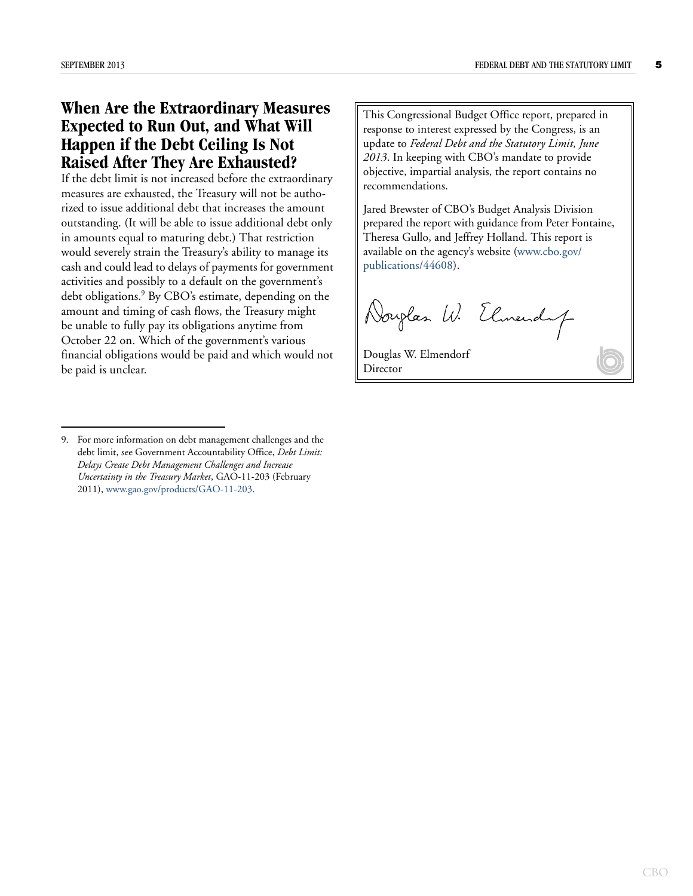## When Are the Extraordinary Measures Expected to Run Out, and What Will Happen if the Debt Ceiling Is Not Raised After They Are Exhausted?

If the debt limit is not increased before the extraordinary measures are exhausted, the Treasury will not be authorized to issue additional debt that increases the amount outstanding. (It will be able to issue additional debt only in amounts equal to maturing debt.) That restriction would severely strain the Treasury's ability to manage its cash and could lead to delays of payments for government activities and possibly to a default on the government's debt obligations.[9] By CBO's estimate, depending on the amount and timing of cash flows, the Treasury might be unable to fully pay its obligations anytime from October 22 on. Which of the government's various financial obligations would be paid and which would not be paid is unclear.

This Congressional Budget Office report, prepared in response to interest expressed by the Congress, is an update to *Federal Debt and the Statutory Limit, June 2013*. In keeping with CBO's mandate to provide objective, impartial analysis, the report contains no recommendations.

Jared Brewster of CBO's Budget Analysis Division prepared the report with guidance from Peter Fontaine, Theresa Gullo, and Jeffrey Holland. This report is available on the agency's website (www.cbo.gov/publications/44608).

Douglas W. Elmendorf
Director

---

9. For more information on debt management challenges and the debt limit, see Government Accountability Office, *Debt Limit: Delays Create Debt Management Challenges and Increase Uncertainty in the Treasury Market*, GAO-11-203 (February 2011), www.gao.gov/products/GAO-11-203.